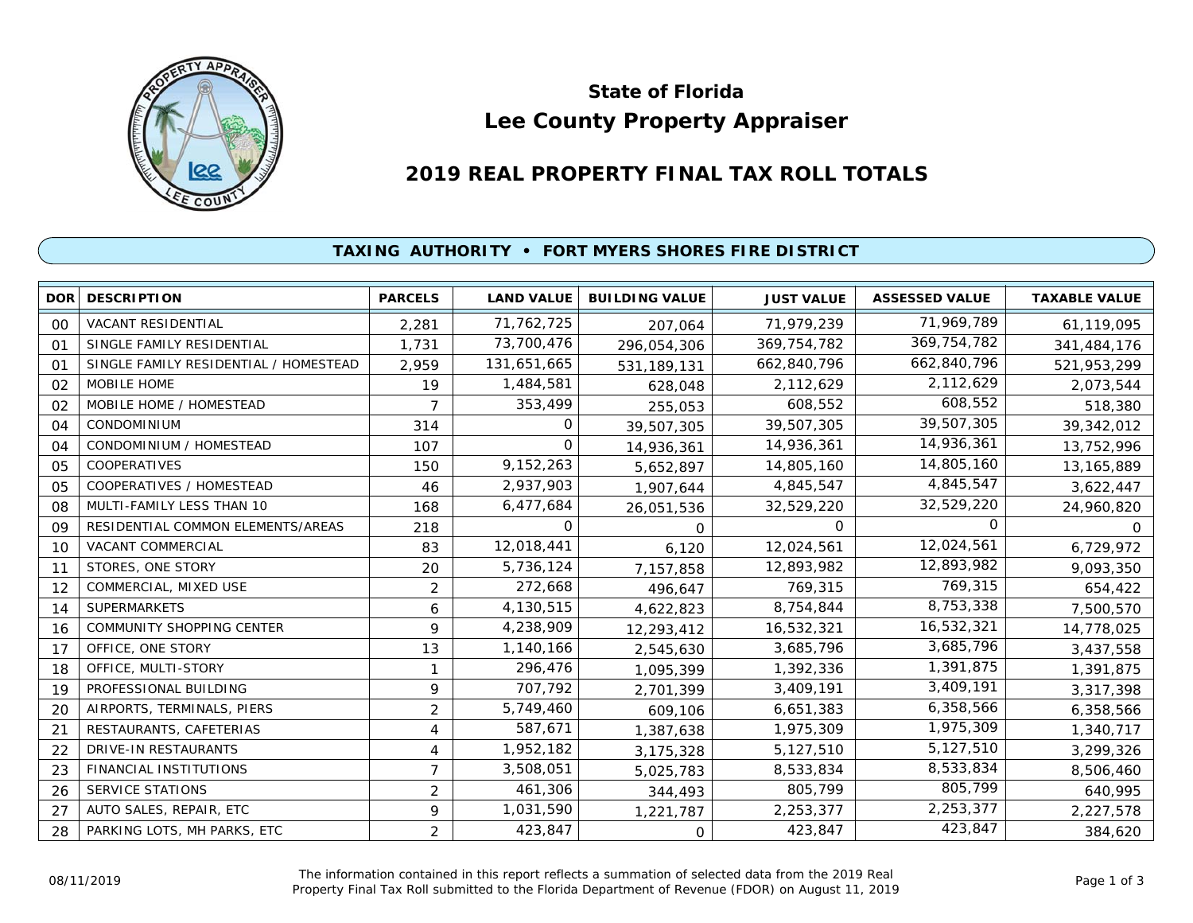# State of Florida
# Lee County Property Appraiser

## 2019 REAL PROPERTY FINAL TAX ROLL TOTALS

### TAXING AUTHORITY • FORT MYERS SHORES FIRE DISTRICT

| DOR | DESCRIPTION | PARCELS | LAND VALUE | BUILDING VALUE | JUST VALUE | ASSESSED VALUE | TAXABLE VALUE |
|---|---|---|---|---|---|---|---|
| 00 | VACANT RESIDENTIAL | 2,281 | 71,762,725 | 207,064 | 71,979,239 | 71,969,789 | 61,119,095 |
| 01 | SINGLE FAMILY RESIDENTIAL | 1,731 | 73,700,476 | 296,054,306 | 369,754,782 | 369,754,782 | 341,484,176 |
| 01 | SINGLE FAMILY RESIDENTIAL / HOMESTEAD | 2,959 | 131,651,665 | 531,189,131 | 662,840,796 | 662,840,796 | 521,953,299 |
| 02 | MOBILE HOME | 19 | 1,484,581 | 628,048 | 2,112,629 | 2,112,629 | 2,073,544 |
| 02 | MOBILE HOME / HOMESTEAD | 7 | 353,499 | 255,053 | 608,552 | 608,552 | 518,380 |
| 04 | CONDOMINIUM | 314 | 0 | 39,507,305 | 39,507,305 | 39,507,305 | 39,342,012 |
| 04 | CONDOMINIUM / HOMESTEAD | 107 | 0 | 14,936,361 | 14,936,361 | 14,936,361 | 13,752,996 |
| 05 | COOPERATIVES | 150 | 9,152,263 | 5,652,897 | 14,805,160 | 14,805,160 | 13,165,889 |
| 05 | COOPERATIVES / HOMESTEAD | 46 | 2,937,903 | 1,907,644 | 4,845,547 | 4,845,547 | 3,622,447 |
| 08 | MULTI-FAMILY LESS THAN 10 | 168 | 6,477,684 | 26,051,536 | 32,529,220 | 32,529,220 | 24,960,820 |
| 09 | RESIDENTIAL COMMON ELEMENTS/AREAS | 218 | 0 | 0 | 0 | 0 | 0 |
| 10 | VACANT COMMERCIAL | 83 | 12,018,441 | 6,120 | 12,024,561 | 12,024,561 | 6,729,972 |
| 11 | STORES, ONE STORY | 20 | 5,736,124 | 7,157,858 | 12,893,982 | 12,893,982 | 9,093,350 |
| 12 | COMMERCIAL, MIXED USE | 2 | 272,668 | 496,647 | 769,315 | 769,315 | 654,422 |
| 14 | SUPERMARKETS | 6 | 4,130,515 | 4,622,823 | 8,754,844 | 8,753,338 | 7,500,570 |
| 16 | COMMUNITY SHOPPING CENTER | 9 | 4,238,909 | 12,293,412 | 16,532,321 | 16,532,321 | 14,778,025 |
| 17 | OFFICE, ONE STORY | 13 | 1,140,166 | 2,545,630 | 3,685,796 | 3,685,796 | 3,437,558 |
| 18 | OFFICE, MULTI-STORY | 1 | 296,476 | 1,095,399 | 1,392,336 | 1,391,875 | 1,391,875 |
| 19 | PROFESSIONAL BUILDING | 9 | 707,792 | 2,701,399 | 3,409,191 | 3,409,191 | 3,317,398 |
| 20 | AIRPORTS, TERMINALS, PIERS | 2 | 5,749,460 | 609,106 | 6,651,383 | 6,358,566 | 6,358,566 |
| 21 | RESTAURANTS, CAFETERIAS | 4 | 587,671 | 1,387,638 | 1,975,309 | 1,975,309 | 1,340,717 |
| 22 | DRIVE-IN RESTAURANTS | 4 | 1,952,182 | 3,175,328 | 5,127,510 | 5,127,510 | 3,299,326 |
| 23 | FINANCIAL INSTITUTIONS | 7 | 3,508,051 | 5,025,783 | 8,533,834 | 8,533,834 | 8,506,460 |
| 26 | SERVICE STATIONS | 2 | 461,306 | 344,493 | 805,799 | 805,799 | 640,995 |
| 27 | AUTO SALES, REPAIR, ETC | 9 | 1,031,590 | 1,221,787 | 2,253,377 | 2,253,377 | 2,227,578 |
| 28 | PARKING LOTS, MH PARKS, ETC | 2 | 423,847 | 0 | 423,847 | 423,847 | 384,620 |

08/11/2019

The information contained in this report reflects a summation of selected data from the 2019 Real Property Final Tax Roll submitted to the Florida Department of Revenue (FDOR) on August 11, 2019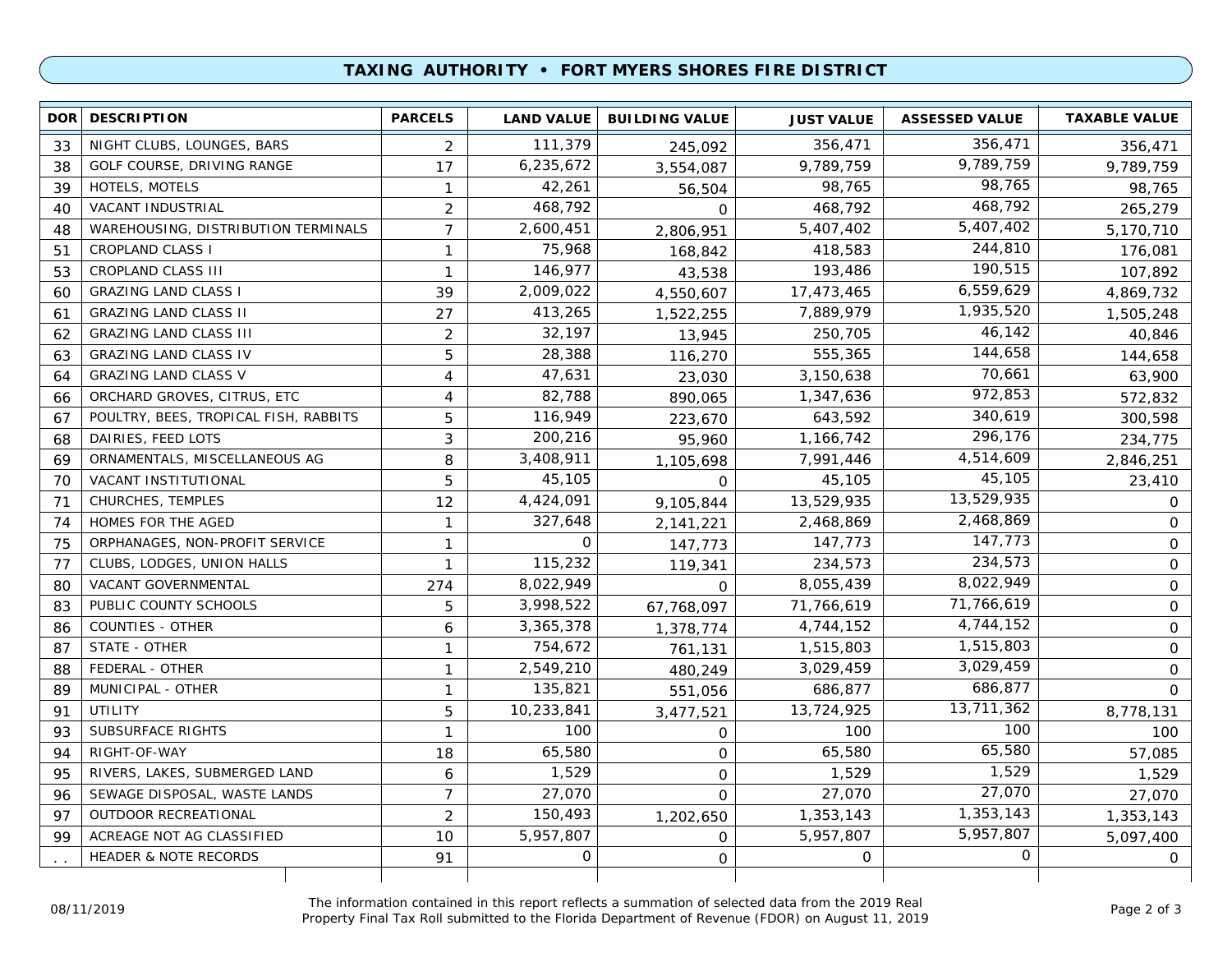## TAXING AUTHORITY • FORT MYERS SHORES FIRE DISTRICT

| DOR | DESCRIPTION | PARCELS | LAND VALUE | BUILDING VALUE | JUST VALUE | ASSESSED VALUE | TAXABLE VALUE |
|---|---|---|---|---|---|---|---|
| 33 | NIGHT CLUBS, LOUNGES, BARS | 2 | 111,379 | 245,092 | 356,471 | 356,471 | 356,471 |
| 38 | GOLF COURSE, DRIVING RANGE | 17 | 6,235,672 | 3,554,087 | 9,789,759 | 9,789,759 | 9,789,759 |
| 39 | HOTELS, MOTELS | 1 | 42,261 | 56,504 | 98,765 | 98,765 | 98,765 |
| 40 | VACANT INDUSTRIAL | 2 | 468,792 | 0 | 468,792 | 468,792 | 265,279 |
| 48 | WAREHOUSING, DISTRIBUTION TERMINALS | 7 | 2,600,451 | 2,806,951 | 5,407,402 | 5,407,402 | 5,170,710 |
| 51 | CROPLAND CLASS I | 1 | 75,968 | 168,842 | 418,583 | 244,810 | 176,081 |
| 53 | CROPLAND CLASS III | 1 | 146,977 | 43,538 | 193,486 | 190,515 | 107,892 |
| 60 | GRAZING LAND CLASS I | 39 | 2,009,022 | 4,550,607 | 17,473,465 | 6,559,629 | 4,869,732 |
| 61 | GRAZING LAND CLASS II | 27 | 413,265 | 1,522,255 | 7,889,979 | 1,935,520 | 1,505,248 |
| 62 | GRAZING LAND CLASS III | 2 | 32,197 | 13,945 | 250,705 | 46,142 | 40,846 |
| 63 | GRAZING LAND CLASS IV | 5 | 28,388 | 116,270 | 555,365 | 144,658 | 144,658 |
| 64 | GRAZING LAND CLASS V | 4 | 47,631 | 23,030 | 3,150,638 | 70,661 | 63,900 |
| 66 | ORCHARD GROVES, CITRUS, ETC | 4 | 82,788 | 890,065 | 1,347,636 | 972,853 | 572,832 |
| 67 | POULTRY, BEES, TROPICAL FISH, RABBITS | 5 | 116,949 | 223,670 | 643,592 | 340,619 | 300,598 |
| 68 | DAIRIES, FEED LOTS | 3 | 200,216 | 95,960 | 1,166,742 | 296,176 | 234,775 |
| 69 | ORNAMENTALS, MISCELLANEOUS AG | 8 | 3,408,911 | 1,105,698 | 7,991,446 | 4,514,609 | 2,846,251 |
| 70 | VACANT INSTITUTIONAL | 5 | 45,105 | 0 | 45,105 | 45,105 | 23,410 |
| 71 | CHURCHES, TEMPLES | 12 | 4,424,091 | 9,105,844 | 13,529,935 | 13,529,935 | 0 |
| 74 | HOMES FOR THE AGED | 1 | 327,648 | 2,141,221 | 2,468,869 | 2,468,869 | 0 |
| 75 | ORPHANAGES, NON-PROFIT SERVICE | 1 | 0 | 147,773 | 147,773 | 147,773 | 0 |
| 77 | CLUBS, LODGES, UNION HALLS | 1 | 115,232 | 119,341 | 234,573 | 234,573 | 0 |
| 80 | VACANT GOVERNMENTAL | 274 | 8,022,949 | 0 | 8,055,439 | 8,022,949 | 0 |
| 83 | PUBLIC COUNTY SCHOOLS | 5 | 3,998,522 | 67,768,097 | 71,766,619 | 71,766,619 | 0 |
| 86 | COUNTIES - OTHER | 6 | 3,365,378 | 1,378,774 | 4,744,152 | 4,744,152 | 0 |
| 87 | STATE - OTHER | 1 | 754,672 | 761,131 | 1,515,803 | 1,515,803 | 0 |
| 88 | FEDERAL - OTHER | 1 | 2,549,210 | 480,249 | 3,029,459 | 3,029,459 | 0 |
| 89 | MUNICIPAL - OTHER | 1 | 135,821 | 551,056 | 686,877 | 686,877 | 0 |
| 91 | UTILITY | 5 | 10,233,841 | 3,477,521 | 13,724,925 | 13,711,362 | 8,778,131 |
| 93 | SUBSURFACE RIGHTS | 1 | 100 | 0 | 100 | 100 | 100 |
| 94 | RIGHT-OF-WAY | 18 | 65,580 | 0 | 65,580 | 65,580 | 57,085 |
| 95 | RIVERS, LAKES, SUBMERGED LAND | 6 | 1,529 | 0 | 1,529 | 1,529 | 1,529 |
| 96 | SEWAGE DISPOSAL, WASTE LANDS | 7 | 27,070 | 0 | 27,070 | 27,070 | 27,070 |
| 97 | OUTDOOR RECREATIONAL | 2 | 150,493 | 1,202,650 | 1,353,143 | 1,353,143 | 1,353,143 |
| 99 | ACREAGE NOT AG CLASSIFIED | 10 | 5,957,807 | 0 | 5,957,807 | 5,957,807 | 5,097,400 |
| .. | HEADER & NOTE RECORDS | 91 | 0 | 0 | 0 | 0 | 0 |

08/11/2019

The information contained in this report reflects a summation of selected data from the 2019 Real Property Final Tax Roll submitted to the Florida Department of Revenue (FDOR) on August 11, 2019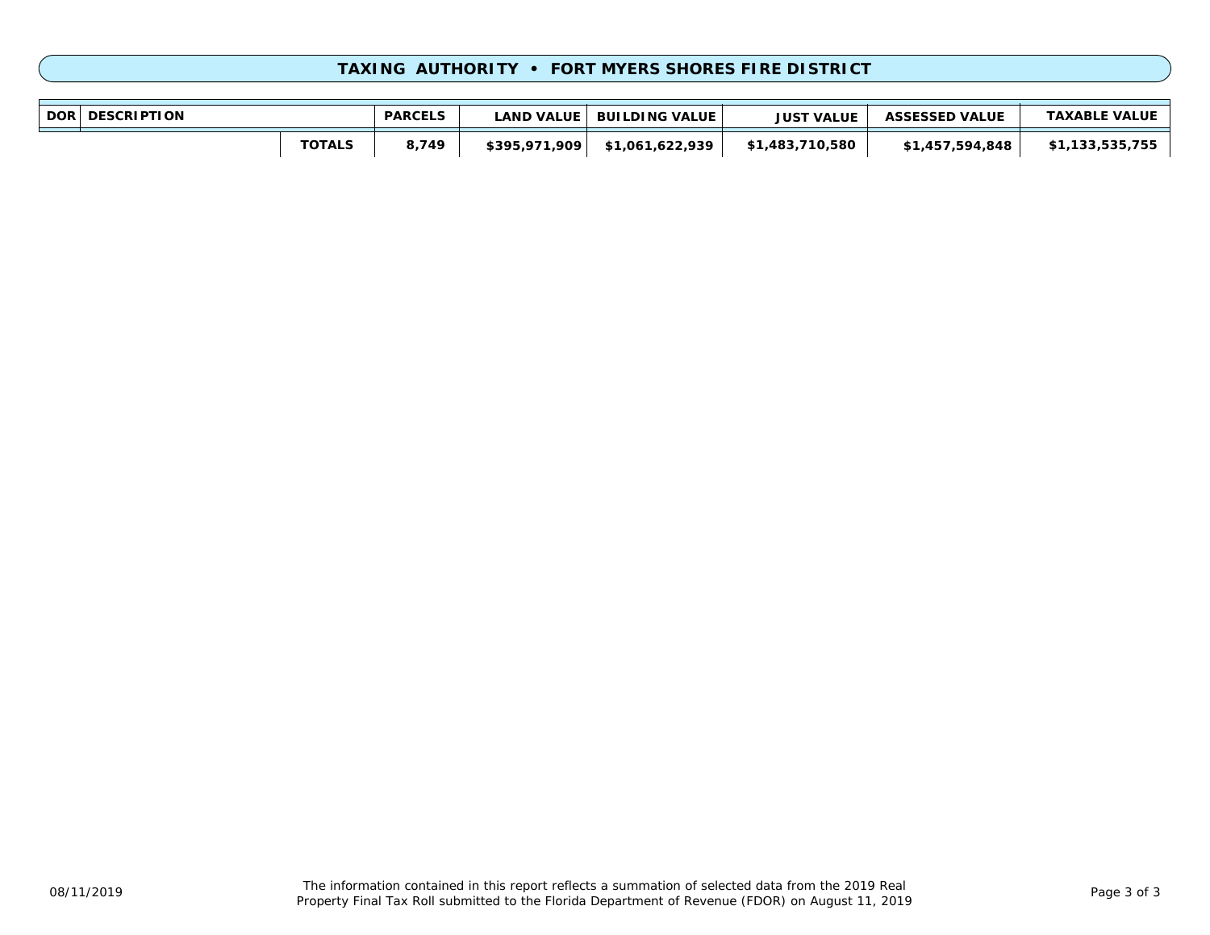## TAXING AUTHORITY • FORT MYERS SHORES FIRE DISTRICT

| DOR | DESCRIPTION | | PARCELS | LAND VALUE | BUILDING VALUE | JUST VALUE | ASSESSED VALUE | TAXABLE VALUE |
|---|---|---|---|---|---|---|---|---|
| | | TOTALS | 8,749 | $395,971,909 | $1,061,622,939 | $1,483,710,580 | $1,457,594,848 | $1,133,535,755 |

08/11/2019

The information contained in this report reflects a summation of selected data from the 2019 Real Property Final Tax Roll submitted to the Florida Department of Revenue (FDOR) on August 11, 2019